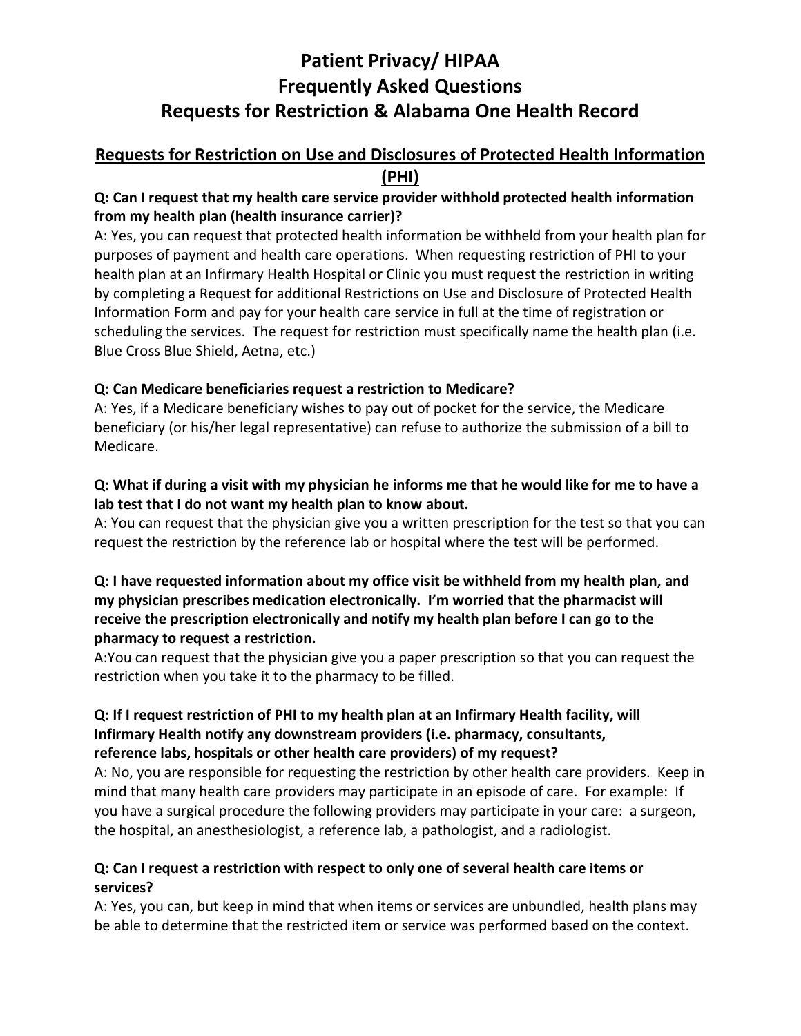# Patient Privacy/ HIPAA Frequently Asked Questions Requests for Restriction & Alabama One Health Record

## Requests for Restriction on Use and Disclosures of Protected Health Information (PHI)

**Q: Can I request that my health care service provider withhold protected health information from my health plan (health insurance carrier)?**

A: Yes, you can request that protected health information be withheld from your health plan for purposes of payment and health care operations. When requesting restriction of PHI to your health plan at an Infirmary Health Hospital or Clinic you must request the restriction in writing by completing a Request for additional Restrictions on Use and Disclosure of Protected Health Information Form and pay for your health care service in full at the time of registration or scheduling the services. The request for restriction must specifically name the health plan (i.e. Blue Cross Blue Shield, Aetna, etc.)

**Q: Can Medicare beneficiaries request a restriction to Medicare?**

A: Yes, if a Medicare beneficiary wishes to pay out of pocket for the service, the Medicare beneficiary (or his/her legal representative) can refuse to authorize the submission of a bill to Medicare.

**Q: What if during a visit with my physician he informs me that he would like for me to have a lab test that I do not want my health plan to know about.**

A: You can request that the physician give you a written prescription for the test so that you can request the restriction by the reference lab or hospital where the test will be performed.

**Q: I have requested information about my office visit be withheld from my health plan, and my physician prescribes medication electronically. I'm worried that the pharmacist will receive the prescription electronically and notify my health plan before I can go to the pharmacy to request a restriction.**

A:You can request that the physician give you a paper prescription so that you can request the restriction when you take it to the pharmacy to be filled.

**Q: If I request restriction of PHI to my health plan at an Infirmary Health facility, will Infirmary Health notify any downstream providers (i.e. pharmacy, consultants, reference labs, hospitals or other health care providers) of my request?**

A: No, you are responsible for requesting the restriction by other health care providers. Keep in mind that many health care providers may participate in an episode of care. For example: If you have a surgical procedure the following providers may participate in your care: a surgeon, the hospital, an anesthesiologist, a reference lab, a pathologist, and a radiologist.

**Q: Can I request a restriction with respect to only one of several health care items or services?**

A: Yes, you can, but keep in mind that when items or services are unbundled, health plans may be able to determine that the restricted item or service was performed based on the context.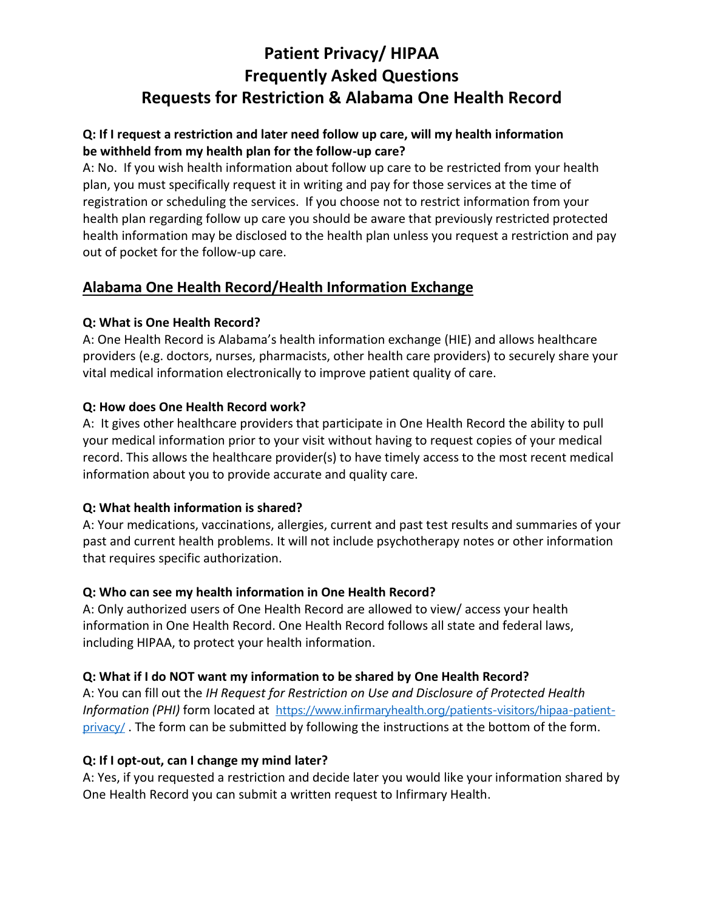# Patient Privacy/ HIPAA
# Frequently Asked Questions
# Requests for Restriction & Alabama One Health Record

**Q: If I request a restriction and later need follow up care, will my health information be withheld from my health plan for the follow-up care?**
A: No. If you wish health information about follow up care to be restricted from your health plan, you must specifically request it in writing and pay for those services at the time of registration or scheduling the services. If you choose not to restrict information from your health plan regarding follow up care you should be aware that previously restricted protected health information may be disclosed to the health plan unless you request a restriction and pay out of pocket for the follow-up care.

## Alabama One Health Record/Health Information Exchange

**Q: What is One Health Record?**
A: One Health Record is Alabama's health information exchange (HIE) and allows healthcare providers (e.g. doctors, nurses, pharmacists, other health care providers) to securely share your vital medical information electronically to improve patient quality of care.

**Q: How does One Health Record work?**
A: It gives other healthcare providers that participate in One Health Record the ability to pull your medical information prior to your visit without having to request copies of your medical record. This allows the healthcare provider(s) to have timely access to the most recent medical information about you to provide accurate and quality care.

**Q: What health information is shared?**
A: Your medications, vaccinations, allergies, current and past test results and summaries of your past and current health problems. It will not include psychotherapy notes or other information that requires specific authorization.

**Q: Who can see my health information in One Health Record?**
A: Only authorized users of One Health Record are allowed to view/ access your health information in One Health Record. One Health Record follows all state and federal laws, including HIPAA, to protect your health information.

**Q: What if I do NOT want my information to be shared by One Health Record?**
A: You can fill out the *IH Request for Restriction on Use and Disclosure of Protected Health Information (PHI)* form located at https://www.infirmaryhealth.org/patients-visitors/hipaa-patient-privacy/ . The form can be submitted by following the instructions at the bottom of the form.

**Q: If I opt-out, can I change my mind later?**
A: Yes, if you requested a restriction and decide later you would like your information shared by One Health Record you can submit a written request to Infirmary Health.